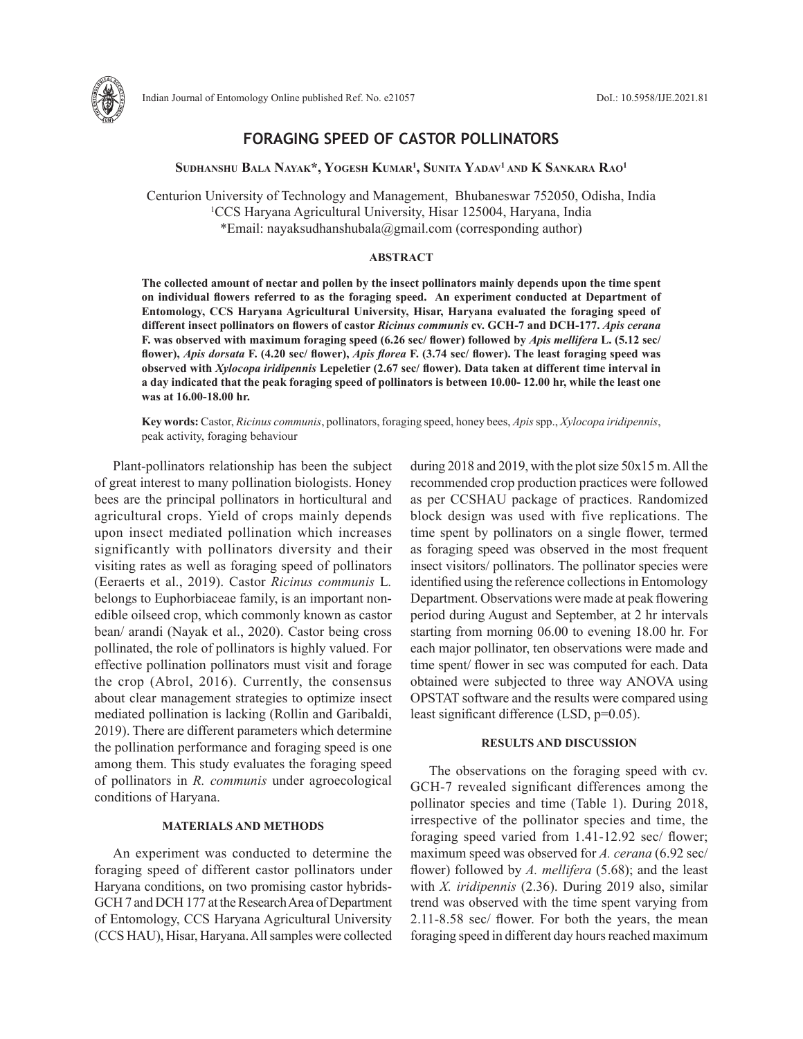# FORAGING SPEED OF CASTOR POLLINATORS

**Sudhanshu Bala Nayak*, Yogesh Kumar[1], Sunita Yadav[1] and K Sankara Rao[1]**

Centurion University of Technology and Management, Bhubaneswar 752050, Odisha, India
[1]CCS Haryana Agricultural University, Hisar 125004, Haryana, India
*Email: nayaksudhanshubala@gmail.com (corresponding author)

## ABSTRACT

**The collected amount of nectar and pollen by the insect pollinators mainly depends upon the time spent on individual flowers referred to as the foraging speed. An experiment conducted at Department of Entomology, CCS Haryana Agricultural University, Hisar, Haryana evaluated the foraging speed of different insect pollinators on flowers of castor *Ricinus communis* cv. GCH-7 and DCH-177. *Apis cerana* F. was observed with maximum foraging speed (6.26 sec/ flower) followed by *Apis mellifera* L. (5.12 sec/ flower), *Apis dorsata* F. (4.20 sec/ flower), *Apis florea* F. (3.74 sec/ flower). The least foraging speed was observed with *Xylocopa iridipennis* Lepeletier (2.67 sec/ flower). Data taken at different time interval in a day indicated that the peak foraging speed of pollinators is between 10.00- 12.00 hr, while the least one was at 16.00-18.00 hr.**

**Key words:** Castor, *Ricinus communis*, pollinators, foraging speed, honey bees, *Apis* spp., *Xylocopa iridipennis*, peak activity, foraging behaviour

Plant-pollinators relationship has been the subject of great interest to many pollination biologists. Honey bees are the principal pollinators in horticultural and agricultural crops. Yield of crops mainly depends upon insect mediated pollination which increases significantly with pollinators diversity and their visiting rates as well as foraging speed of pollinators (Eeraerts et al., 2019). Castor *Ricinus communis* L. belongs to Euphorbiaceae family, is an important non-edible oilseed crop, which commonly known as castor bean/ arandi (Nayak et al., 2020). Castor being cross pollinated, the role of pollinators is highly valued. For effective pollination pollinators must visit and forage the crop (Abrol, 2016). Currently, the consensus about clear management strategies to optimize insect mediated pollination is lacking (Rollin and Garibaldi, 2019). There are different parameters which determine the pollination performance and foraging speed is one among them. This study evaluates the foraging speed of pollinators in *R. communis* under agroecological conditions of Haryana.

## MATERIALS AND METHODS

An experiment was conducted to determine the foraging speed of different castor pollinators under Haryana conditions, on two promising castor hybrids-GCH 7 and DCH 177 at the Research Area of Department of Entomology, CCS Haryana Agricultural University (CCS HAU), Hisar, Haryana. All samples were collected during 2018 and 2019, with the plot size 50x15 m. All the recommended crop production practices were followed as per CCSHAU package of practices. Randomized block design was used with five replications. The time spent by pollinators on a single flower, termed as foraging speed was observed in the most frequent insect visitors/ pollinators. The pollinator species were identified using the reference collections in Entomology Department. Observations were made at peak flowering period during August and September, at 2 hr intervals starting from morning 06.00 to evening 18.00 hr. For each major pollinator, ten observations were made and time spent/ flower in sec was computed for each. Data obtained were subjected to three way ANOVA using OPSTAT software and the results were compared using least significant difference (LSD, p=0.05).

## RESULTS AND DISCUSSION

The observations on the foraging speed with cv. GCH-7 revealed significant differences among the pollinator species and time (Table 1). During 2018, irrespective of the pollinator species and time, the foraging speed varied from 1.41-12.92 sec/ flower; maximum speed was observed for *A. cerana* (6.92 sec/ flower) followed by *A. mellifera* (5.68); and the least with *X. iridipennis* (2.36). During 2019 also, similar trend was observed with the time spent varying from 2.11-8.58 sec/ flower. For both the years, the mean foraging speed in different day hours reached maximum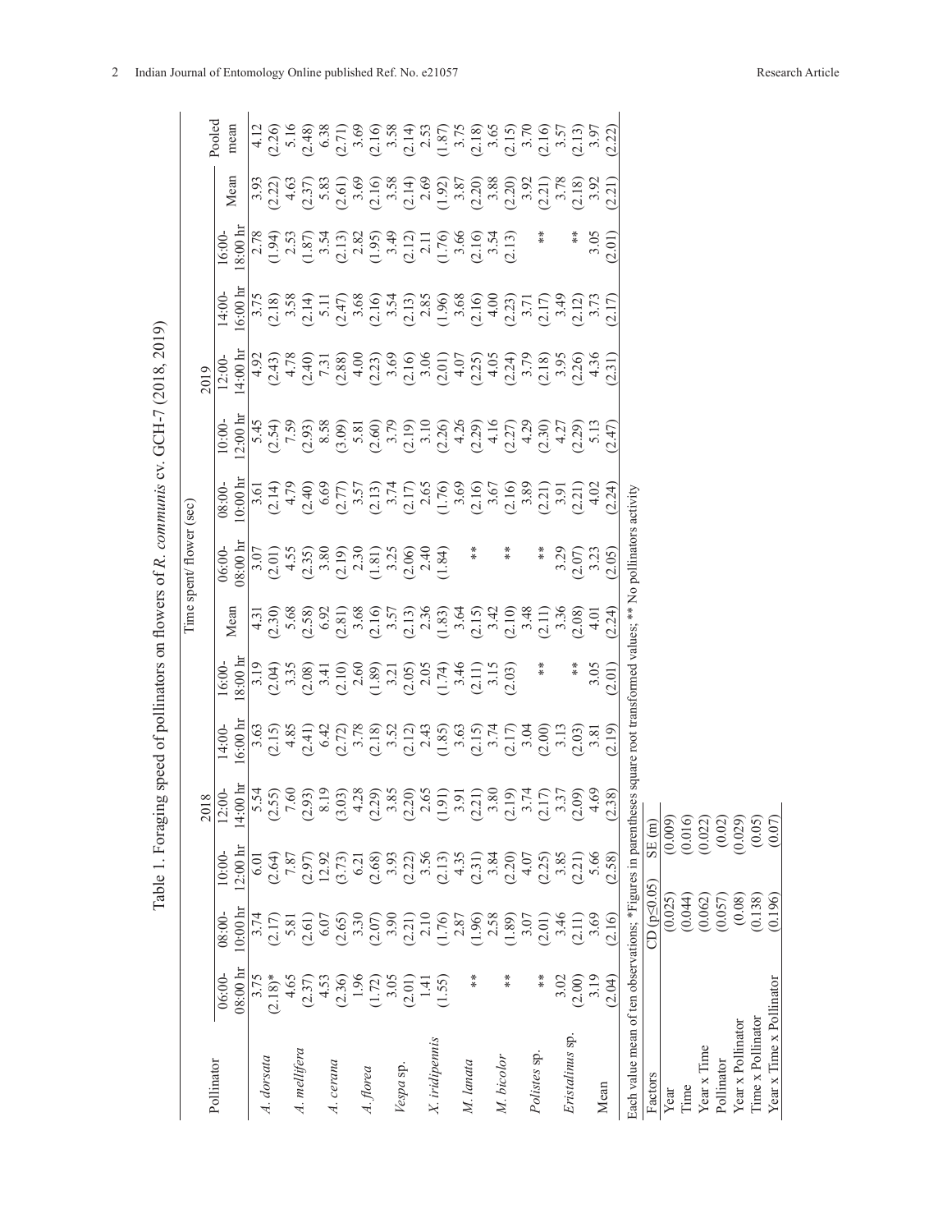Table 1. Foraging speed of pollinators on flowers of *R. communis* cv. GCH-7 (2018, 2019)

| Pollinator | Time spent/ flower (sec) | | | | | | | | | | | | | | |
|---|---|---|---|---|---|---|---|---|---|---|---|---|---|---|---|
| | 2018 | | | | | | | 2019 | | | | | | | Pooled mean |
| | 06:00-08:00 hr | 08:00-10:00 hr | 10:00-12:00 hr | 12:00-14:00 hr | 14:00-16:00 hr | 16:00-18:00 hr | Mean | 06:00-08:00 hr | 08:00-10:00 hr | 10:00-12:00 hr | 12:00-14:00 hr | 14:00-16:00 hr | 16:00-18:00 hr | Mean | |
| *A. dorsata* | 3.75 (2.18)* | 3.74 (2.17) | 6.01 (2.64) | 5.54 (2.55) | 3.63 (2.15) | 3.19 (2.04) | 4.31 (2.30) | 3.07 (2.01) | 3.61 (2.14) | 5.45 (2.54) | 4.92 (2.43) | 3.75 (2.18) | 2.78 (1.94) | 3.93 (2.22) | 4.12 (2.26) |
| *A. mellifera* | 4.65 (2.37) | 5.81 (2.61) | 7.87 (2.97) | 7.60 (2.93) | 4.85 (2.41) | 3.35 (2.08) | 5.68 (2.58) | 4.55 (2.35) | 4.79 (2.40) | 7.59 (2.93) | 4.78 (2.40) | 3.58 (2.14) | 2.53 (1.87) | 4.63 (2.37) | 5.16 (2.48) |
| *A. cerana* | 4.53 (2.36) | 6.07 (2.65) | 12.92 (3.73) | 8.19 (3.03) | 6.42 (2.72) | 3.41 (2.10) | 6.92 (2.81) | 3.80 (2.19) | 6.69 (2.77) | 8.58 (3.09) | 7.31 (2.88) | 5.11 (2.47) | 3.54 (2.13) | 5.83 (2.61) | 6.38 (2.71) |
| *A. florea* | 1.96 (1.72) | 3.30 (2.07) | 6.21 (2.68) | 4.28 (2.29) | 3.78 (2.18) | 2.60 (1.89) | 3.68 (2.16) | 2.30 (1.81) | 3.57 (2.13) | 5.81 (2.60) | 4.00 (2.23) | 3.68 (2.16) | 2.82 (1.95) | 3.69 (2.16) | 3.69 (2.16) |
| *Vespa* sp. | 3.05 (2.01) | 3.90 (2.21) | 3.93 (2.22) | 3.85 (2.20) | 3.52 (2.12) | 3.21 (2.05) | 3.57 (2.13) | 3.25 (2.06) | 3.74 (2.17) | 3.79 (2.19) | 3.69 (2.16) | 3.54 (2.13) | 3.49 (2.12) | 3.58 (2.14) | 3.58 (2.14) |
| *X. iridipennis* | 1.41 (1.55) | 2.10 (1.76) | 3.56 (2.13) | 2.65 (1.91) | 2.43 (1.85) | 2.05 (1.74) | 2.36 (1.83) | 2.40 (1.84) | 2.65 (1.76) | 3.10 (2.26) | 3.06 (2.01) | 2.85 (1.96) | 2.11 (1.76) | 2.69 (1.92) | 2.53 (1.87) |
| *M. lanata* | ** | 2.87 (1.96) | 4.35 (2.31) | 3.91 (2.21) | 3.63 (2.15) | 3.46 (2.11) | 3.64 (2.15) | ** | 3.69 (2.16) | 4.26 (2.29) | 4.07 (2.25) | 3.68 (2.16) | 3.66 (2.16) | 3.87 (2.20) | 3.75 (2.18) |
| *M. bicolor* | ** | 2.58 (1.89) | 3.84 (2.20) | 3.80 (2.19) | 3.74 (2.17) | 3.15 (2.03) | 3.42 (2.10) | ** | 3.67 (2.16) | 4.16 (2.27) | 4.05 (2.24) | 4.00 (2.23) | 3.54 (2.13) | 3.88 (2.20) | 3.65 (2.15) |
| *Polistes* sp. | ** | 3.07 (2.01) | 4.07 (2.25) | 3.74 (2.17) | 3.04 (2.00) | ** | 3.48 (2.11) | ** | 3.89 (2.21) | 4.29 (2.30) | 3.79 (2.18) | 3.71 (2.17) | ** | 3.92 (2.21) | 3.70 (2.16) |
| *Eristalinus* sp. | 3.02 (2.00) | 3.46 (2.11) | 3.85 (2.21) | 3.37 (2.09) | 3.13 (2.03) | ** | 3.36 (2.08) | 3.29 (2.07) | 3.91 (2.21) | 4.27 (2.29) | 3.95 (2.26) | 3.49 (2.12) | ** | 3.78 (2.18) | 3.57 (2.13) |
| Mean | 3.19 (2.04) | 3.69 (2.16) | 5.66 (2.58) | 4.69 (2.38) | 3.81 (2.19) | 3.05 (2.01) | 4.01 (2.24) | 3.23 (2.05) | 4.02 (2.24) | 5.13 (2.47) | 4.36 (2.31) | 3.73 (2.17) | 3.05 (2.01) | 3.92 (2.21) | 3.97 (2.22) |

Each value mean of ten observations; *Figures in parentheses square root transformed values; ** No pollinators activity

| Factors | CD (p≤0.05) | SE (m) |
|---|---|---|
| Year | (0.025) | (0.009) |
| Time | (0.044) | (0.016) |
| Year x Time | (0.062) | (0.022) |
| Pollinator | (0.057) | (0.02) |
| Year x Pollinator | (0.08) | (0.029) |
| Time x Pollinator | (0.138) | (0.05) |
| Year x Time x Pollinator | (0.196) | (0.07) |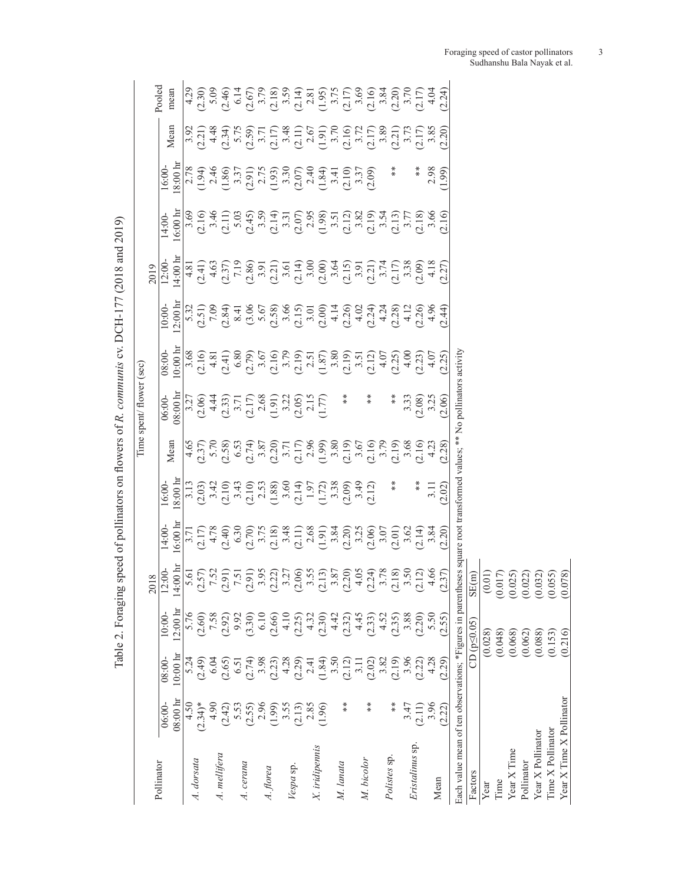Table 2. Foraging speed of pollinators on flowers of *R. communis* cv. DCH-177 (2018 and 2019)

| Pollinator | Time spent/ flower (sec) | | | | | | | | | | | | | | |
|---|---|---|---|---|---|---|---|---|---|---|---|---|---|---|---|
| | 2018 | | | | | | | 2019 | | | | | | | Pooled mean |
| | 06:00-08:00 hr | 08:00-10:00 hr | 10:00-12:00 hr | 12:00-14:00 hr | 14:00-16:00 hr | 16:00-18:00 hr | Mean | 06:00-08:00 hr | 08:00-10:00 hr | 10:00-12:00 hr | 12:00-14:00 hr | 14:00-16:00 hr | 16:00-18:00 hr | Mean | |
| *A. dorsata* | 4.50 (2.34)* | 5.24 (2.49) | 5.76 (2.60) | 5.61 (2.57) | 3.71 (2.17) | 3.13 (2.03) | 4.65 (2.37) | 3.27 (2.06) | 3.68 (2.16) | 5.32 (2.51) | 4.81 (2.41) | 3.69 (2.16) | 2.78 (1.94) | 3.92 (2.21) | 4.29 (2.30) |
| *A. mellifera* | 4.90 (2.42) | 6.04 (2.65) | 7.58 (2.92) | 7.52 (2.91) | 4.78 (2.40) | 3.42 (2.10) | 5.70 (2.58) | 4.44 (2.33) | 4.81 (2.41) | 7.09 (2.84) | 4.63 (2.37) | 3.46 (2.11) | 2.46 (1.86) | 4.48 (2.34) | 5.09 (2.46) |
| *A. cerana* | 5.53 (2.55) | 6.51 (2.74) | 9.92 (3.30) | 7.51 (2.91) | 6.30 (2.70) | 3.43 (2.10) | 6.53 (2.74) | 3.71 (2.17) | 6.80 (2.79) | 8.41 (3.06) | 7.19 (2.86) | 5.03 (2.45) | 3.37 (2.91) | 5.75 (2.59) | 6.14 (2.67) |
| *A. florea* | 2.96 (1.99) | 3.98 (2.23) | 6.10 (2.66) | 3.95 (2.22) | 3.75 (2.18) | 2.53 (1.88) | 3.87 (2.20) | 2.68 (1.91) | 3.67 (2.16) | 5.67 (2.58) | 3.91 (2.21) | 3.59 (2.14) | 2.75 (1.93) | 3.71 (2.17) | 3.79 (2.18) |
| *Vespa* sp. | 3.55 (2.13) | 4.28 (2.29) | 4.10 (2.25) | 3.27 (2.06) | 3.48 (2.11) | 3.60 (2.14) | 3.71 (2.17) | 3.22 (2.05) | 3.79 (2.19) | 3.66 (2.15) | 3.61 (2.14) | 3.31 (2.07) | 3.30 (2.07) | 3.48 (2.11) | 3.59 (2.14) |
| *X. iridipennis* | 2.85 (1.96) | 2.41 (1.84) | 4.32 (2.30) | 3.55 (2.13) | 2.68 (1.91) | 1.97 (1.72) | 2.96 (1.99) | 2.15 (1.77) | 2.51 (1.87) | 3.01 (2.00) | 3.00 (2.00) | 2.95 (1.98) | 2.40 (1.84) | 2.67 (1.91) | 2.81 (1.95) |
| *M. lanata* | ** | 3.50 (2.12) | 4.42 (2.32) | 3.87 (2.20) | 3.84 (2.20) | 3.38 (2.09) | 3.80 (2.19) | ** | 3.80 (2.19) | 4.14 (2.26) | 3.64 (2.15) | 3.51 (2.12) | 3.41 (2.10) | 3.70 (2.16) | 3.75 (2.17) |
| *M. bicolor* | ** | 3.11 (2.02) | 4.45 (2.33) | 4.05 (2.24) | 3.25 (2.06) | 3.49 (2.12) | 3.67 (2.16) | ** | 3.51 (2.12) | 4.02 (2.24) | 3.91 (2.21) | 3.82 (2.19) | 3.37 (2.09) | 3.72 (2.17) | 3.69 (2.16) |
| *Polistes* sp. | ** | 3.82 (2.19) | 4.52 (2.35) | 3.78 (2.18) | 3.07 (2.01) | ** | 3.79 (2.19) | ** | 4.07 (2.25) | 4.24 (2.28) | 3.74 (2.17) | 3.54 (2.13) | ** | 3.89 (2.21) | 3.84 (2.20) |
| *Eristalinus* sp. | 3.47 (2.11) | 3.96 (2.22) | 3.88 (2.20) | 3.50 (2.12) | 3.62 (2.14) | ** | 3.68 (2.16) | 3.33 (2.08) | 4.00 (2.23) | 4.12 (2.26) | 3.38 (2.09) | 3.77 (2.18) | ** | 3.73 (2.17) | 3.70 (2.17) |
| Mean | 3.96 (2.22) | 4.28 (2.29) | 5.50 (2.55) | 4.66 (2.37) | 3.84 (2.20) | 3.11 (2.02) | 4.23 (2.28) | 3.25 (2.06) | 4.07 (2.25) | 4.96 (2.44) | 4.18 (2.27) | 3.66 (2.16) | 2.98 (1.99) | 3.85 (2.20) | 4.04 (2.24) |

Each value mean of ten observations; *Figures in parentheses square root transformed values; ** No pollinators activity

| Factors | CD (p≤0.05) | SE(m) |
|---|---|---|
| Year | (0.028) | (0.01) |
| Time | (0.048) | (0.017) |
| Year X Time | (0.068) | (0.025) |
| Pollinator | (0.062) | (0.022) |
| Year X Pollinator | (0.088) | (0.032) |
| Time X Pollinator | (0.153) | (0.055) |
| Year X Time X Pollinator | (0.216) | (0.078) |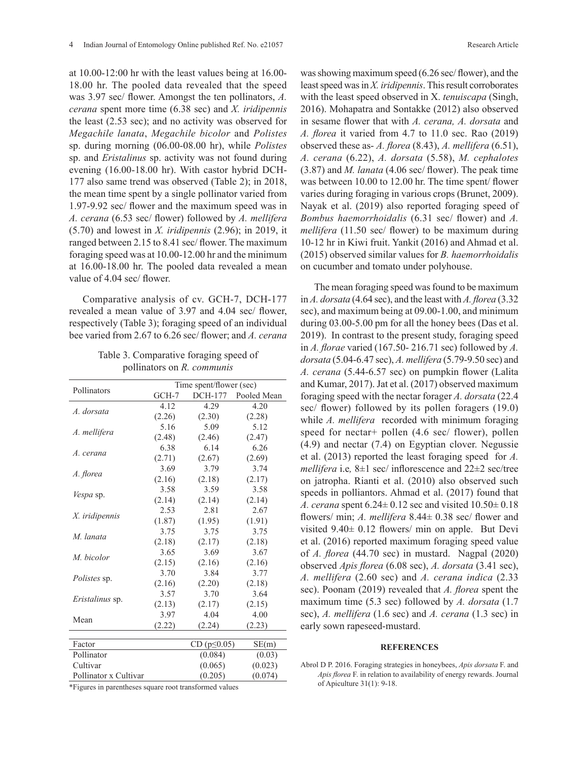at 10.00-12:00 hr with the least values being at 16.00-18.00 hr. The pooled data revealed that the speed was 3.97 sec/ flower. Amongst the ten pollinators, *A. cerana* spent more time (6.38 sec) and *X. iridipennis* the least (2.53 sec); and no activity was observed for *Megachile lanata*, *Megachile bicolor* and *Polistes* sp. during morning (06.00-08.00 hr), while *Polistes* sp. and *Eristalinus* sp. activity was not found during evening (16.00-18.00 hr). With castor hybrid DCH-177 also same trend was observed (Table 2); in 2018, the mean time spent by a single pollinator varied from 1.97-9.92 sec/ flower and the maximum speed was in *A. cerana* (6.53 sec/ flower) followed by *A. mellifera* (5.70) and lowest in *X. iridipennis* (2.96); in 2019, it ranged between 2.15 to 8.41 sec/ flower. The maximum foraging speed was at 10.00-12.00 hr and the minimum at 16.00-18.00 hr. The pooled data revealed a mean value of 4.04 sec/ flower.

Comparative analysis of cv. GCH-7, DCH-177 revealed a mean value of 3.97 and 4.04 sec/ flower, respectively (Table 3); foraging speed of an individual bee varied from 2.67 to 6.26 sec/ flower; and *A. cerana* was showing maximum speed (6.26 sec/ flower), and the least speed was in *X. iridipennis*. This result corroborates with the least speed observed in X. *tenuiscapa* (Singh, 2016). Mohapatra and Sontakke (2012) also observed in sesame flower that with *A. cerana, A. dorsata* and *A. florea* it varied from 4.7 to 11.0 sec. Rao (2019) observed these as- *A. florea* (8.43), *A. mellifera* (6.51), *A. cerana* (6.22), *A. dorsata* (5.58), *M. cephalotes* (3.87) and *M. lanata* (4.06 sec/ flower). The peak time was between 10.00 to 12.00 hr. The time spent/ flower varies during foraging in various crops (Brunet, 2009). Nayak et al. (2019) also reported foraging speed of *Bombus haemorrhoidalis* (6.31 sec/ flower) and *A. mellifera* (11.50 sec/ flower) to be maximum during 10-12 hr in Kiwi fruit. Yankit (2016) and Ahmad et al. (2015) observed similar values for *B. haemorrhoidalis* on cucumber and tomato under polyhouse.

Table 3. Comparative foraging speed of pollinators on *R. communis*

| Pollinators | Time spent/flower (sec) | | |
|---|---|---|---|
| | GCH-7 | DCH-177 | Pooled Mean |
| *A. dorsata* | 4.12 (2.26) | 4.29 (2.30) | 4.20 (2.28) |
| *A. mellifera* | 5.16 (2.48) | 5.09 (2.46) | 5.12 (2.47) |
| *A. cerana* | 6.38 (2.71) | 6.14 (2.67) | 6.26 (2.69) |
| *A. florea* | 3.69 (2.16) | 3.79 (2.18) | 3.74 (2.17) |
| *Vespa* sp. | 3.58 (2.14) | 3.59 (2.14) | 3.58 (2.14) |
| *X. iridipennis* | 2.53 (1.87) | 2.81 (1.95) | 2.67 (1.91) |
| *M. lanata* | 3.75 (2.18) | 3.75 (2.17) | 3.75 (2.18) |
| *M. bicolor* | 3.65 (2.15) | 3.69 (2.16) | 3.67 (2.16) |
| *Polistes* sp. | 3.70 (2.16) | 3.84 (2.20) | 3.77 (2.18) |
| *Eristalinus* sp. | 3.57 (2.13) | 3.70 (2.17) | 3.64 (2.15) |
| Mean | 3.97 (2.22) | 4.04 (2.24) | 4.00 (2.23) |

| Factor | CD ($p \leq 0.05$) | SE(m) |
|---|---|---|
| Pollinator | (0.084) | (0.03) |
| Cultivar | (0.065) | (0.023) |
| Pollinator x Cultivar | (0.205) | (0.074) |

*Figures in parentheses square root transformed values

The mean foraging speed was found to be maximum in *A. dorsata* (4.64 sec), and the least with *A. florea* (3.32 sec), and maximum being at 09.00-1.00, and minimum during 03.00-5.00 pm for all the honey bees (Das et al. 2019). In contrast to the present study, foraging speed in *A. florae* varied (167.50- 216.71 sec) followed by *A. dorsata* (5.04-6.47 sec), *A. mellifera* (5.79-9.50 sec) and *A. cerana* (5.44-6.57 sec) on pumpkin flower (Lalita and Kumar, 2017). Jat et al. (2017) observed maximum foraging speed with the nectar forager *A. dorsata* (22.4 sec/ flower) followed by its pollen foragers (19.0) while *A. mellifera* recorded with minimum foraging speed for nectar+ pollen (4.6 sec/ flower), pollen (4.9) and nectar (7.4) on Egyptian clover. Negussie et al. (2013) reported the least foraging speed for *A. mellifera* i.e*,* 8±1 sec/ inflorescence and 22±2 sec/tree on jatropha. Rianti et al. (2010) also observed such speeds in polliantors. Ahmad et al. (2017) found that *A. cerana* spent 6.24± 0.12 sec and visited 10.50± 0.18 flowers/ min; *A. mellifera* 8.44± 0.38 sec/ flower and visited 9.40± 0.12 flowers/ min on apple. But Devi et al. (2016) reported maximum foraging speed value of *A. florea* (44.70 sec) in mustard. Nagpal (2020) observed *Apis florea* (6.08 sec), *A. dorsata* (3.41 sec), *A. mellifera* (2.60 sec) and *A. cerana indica* (2.33 sec). Poonam (2019) revealed that *A. florea* spent the maximum time (5.3 sec) followed by *A. dorsata* (1.7 sec), *A. mellifera* (1.6 sec) and *A. cerana* (1.3 sec) in early sown rapeseed-mustard.

## REFERENCES

Abrol D P. 2016. Foraging strategies in honeybees, *Apis dorsata* F. and *Apis florea* F. in relation to availability of energy rewards. Journal of Apiculture 31(1): 9-18.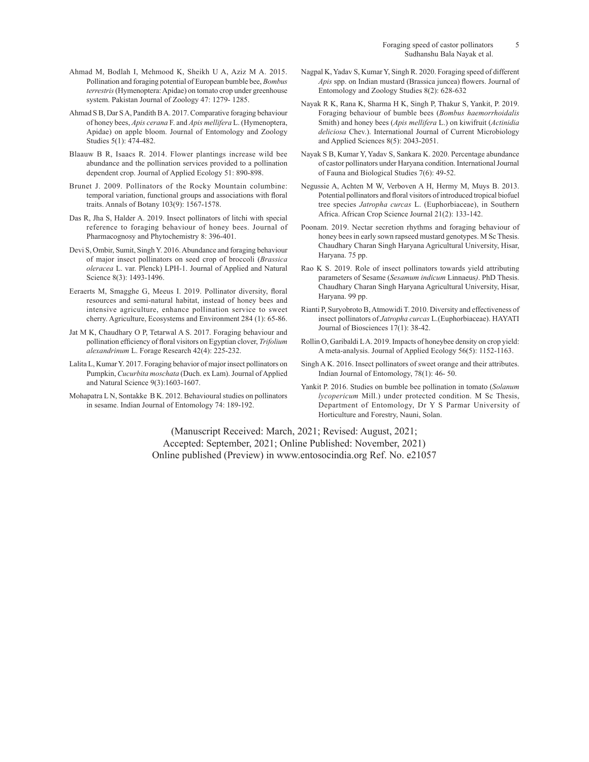Ahmad M, Bodlah I, Mehmood K, Sheikh U A, Aziz M A. 2015. Pollination and foraging potential of European bumble bee, *Bombus terrestris* (Hymenoptera: Apidae) on tomato crop under greenhouse system. Pakistan Journal of Zoology 47: 1279- 1285.

Ahmad S B, Dar S A, Pandith B A. 2017. Comparative foraging behaviour of honey bees, *Apis cerana* F. and *Apis mellifera* L. (Hymenoptera, Apidae) on apple bloom. Journal of Entomology and Zoology Studies 5(1): 474-482.

Blaauw B R, Isaacs R. 2014. Flower plantings increase wild bee abundance and the pollination services provided to a pollination dependent crop. Journal of Applied Ecology 51: 890-898.

Brunet J. 2009. Pollinators of the Rocky Mountain columbine: temporal variation, functional groups and associations with floral traits. Annals of Botany 103(9): 1567-1578.

Das R, Jha S, Halder A. 2019. Insect pollinators of litchi with special reference to foraging behaviour of honey bees. Journal of Pharmacognosy and Phytochemistry 8: 396-401.

Devi S, Ombir, Sumit, Singh Y. 2016. Abundance and foraging behaviour of major insect pollinators on seed crop of broccoli (*Brassica oleracea* L. var. Plenck) LPH-1. Journal of Applied and Natural Science 8(3): 1493-1496.

Eeraerts M, Smagghe G, Meeus I. 2019. Pollinator diversity, floral resources and semi-natural habitat, instead of honey bees and intensive agriculture, enhance pollination service to sweet cherry. Agriculture, Ecosystems and Environment 284 (1): 65-86.

Jat M K, Chaudhary O P, Tetarwal A S. 2017. Foraging behaviour and pollination efficiency of floral visitors on Egyptian clover, *Trifolium alexandrinum* L. Forage Research 42(4): 225-232.

Lalita L, Kumar Y. 2017. Foraging behavior of major insect pollinators on Pumpkin, *Cucurbita moschata* (Duch. ex Lam). Journal of Applied and Natural Science 9(3):1603-1607.

Mohapatra L N, Sontakke B K. 2012. Behavioural studies on pollinators in sesame. Indian Journal of Entomology 74: 189-192.

Nagpal K, Yadav S, Kumar Y, Singh R. 2020. Foraging speed of different *Apis* spp. on Indian mustard (Brassica juncea) flowers. Journal of Entomology and Zoology Studies 8(2): 628-632

Nayak R K, Rana K, Sharma H K, Singh P, Thakur S, Yankit, P. 2019. Foraging behaviour of bumble bees (*Bombus haemorrhoidalis* Smith) and honey bees (*Apis mellifera* L.) on kiwifruit (*Actinidia deliciosa* Chev.). International Journal of Current Microbiology and Applied Sciences 8(5): 2043-2051.

Nayak S B, Kumar Y, Yadav S, Sankara K. 2020. Percentage abundance of castor pollinators under Haryana condition. International Journal of Fauna and Biological Studies 7(6): 49-52.

Negussie A, Achten M W, Verboven A H, Hermy M, Muys B. 2013. Potential pollinators and floral visitors of introduced tropical biofuel tree species *Jatropha curcas* L. (Euphorbiaceae), in Southern Africa. African Crop Science Journal 21(2): 133-142.

Poonam. 2019. Nectar secretion rhythms and foraging behaviour of honey bees in early sown rapseed mustard genotypes. M Sc Thesis. Chaudhary Charan Singh Haryana Agricultural University, Hisar, Haryana. 75 pp.

Rao K S. 2019. Role of insect pollinators towards yield attributing parameters of Sesame (*Sesamum indicum* Linnaeus*)*. PhD Thesis. Chaudhary Charan Singh Haryana Agricultural University, Hisar, Haryana. 99 pp.

Rianti P, Suryobroto B, Atmowidi T. 2010. Diversity and effectiveness of insect pollinators of *Jatropha curcas* L.(Euphorbiaceae). HAYATI Journal of Biosciences 17(1): 38-42.

Rollin O, Garibaldi L A. 2019. Impacts of honeybee density on crop yield: A meta-analysis. Journal of Applied Ecology 56(5): 1152-1163.

Singh A K. 2016. Insect pollinators of sweet orange and their attributes. Indian Journal of Entomology, 78(1): 46- 50.

Yankit P. 2016. Studies on bumble bee pollination in tomato (*Solanum lycopericum* Mill.) under protected condition. M Sc Thesis, Department of Entomology, Dr Y S Parmar University of Horticulture and Forestry, Nauni, Solan.

(Manuscript Received: March, 2021; Revised: August, 2021; Accepted: September, 2021; Online Published: November, 2021)
Online published (Preview) in www.entosocindia.org Ref. No. e21057